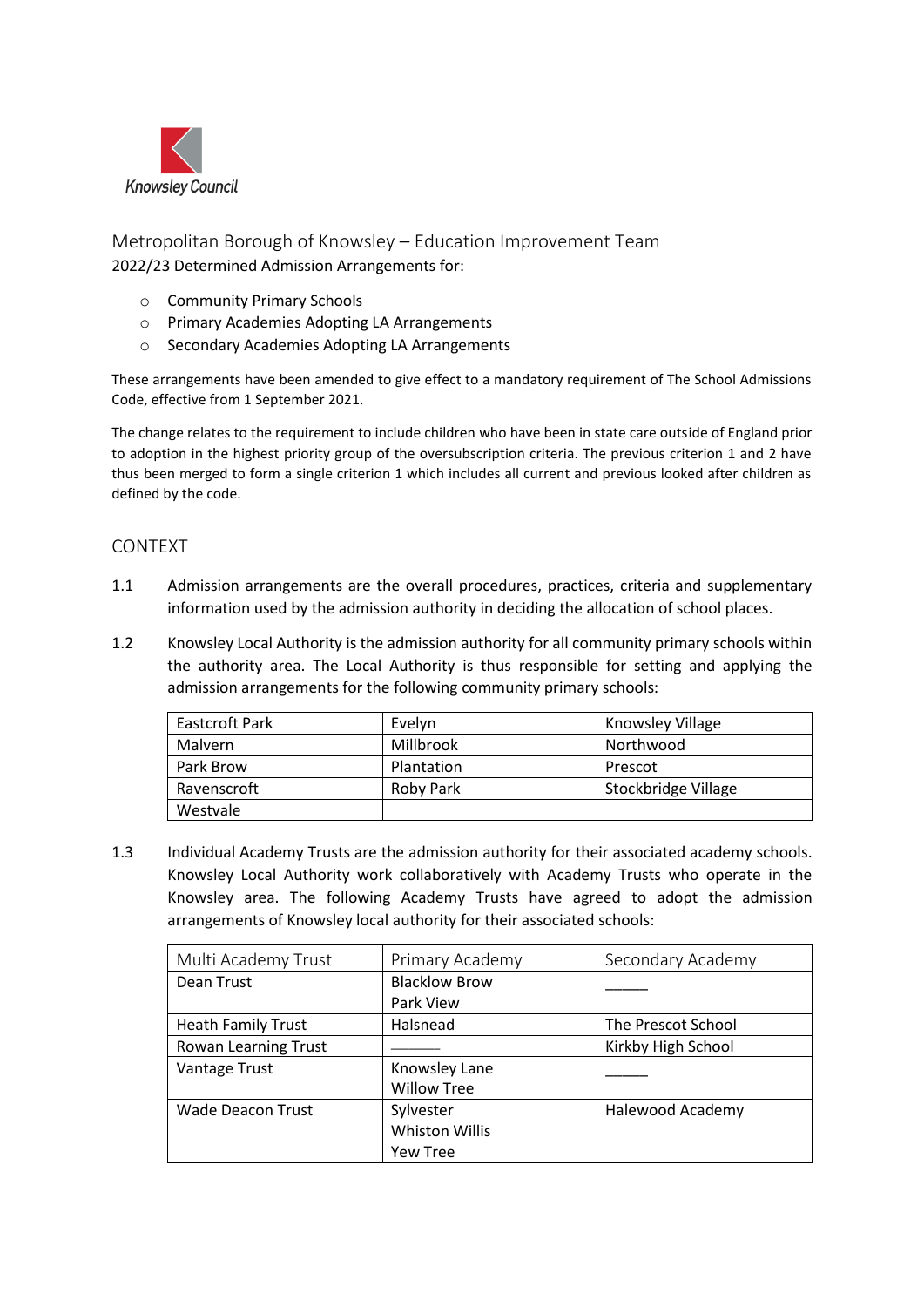Knowsley Council

# Metropolitan Borough of Knowsley – Education Improvement Team

2022/23 Determined Admission Arrangements for:

- Community Primary Schools
- Primary Academies Adopting LA Arrangements
- Secondary Academies Adopting LA Arrangements

These arrangements have been amended to give effect to a mandatory requirement of The School Admissions Code, effective from 1 September 2021.

The change relates to the requirement to include children who have been in state care outside of England prior to adoption in the highest priority group of the oversubscription criteria. The previous criterion 1 and 2 have thus been merged to form a single criterion 1 which includes all current and previous looked after children as defined by the code.

## CONTEXT

1.1 Admission arrangements are the overall procedures, practices, criteria and supplementary information used by the admission authority in deciding the allocation of school places.

1.2 Knowsley Local Authority is the admission authority for all community primary schools within the authority area. The Local Authority is thus responsible for setting and applying the admission arrangements for the following community primary schools:

| | | |
|---|---|---|
| Eastcroft Park | Evelyn | Knowsley Village |
| Malvern | Millbrook | Northwood |
| Park Brow | Plantation | Prescot |
| Ravenscroft | Roby Park | Stockbridge Village |
| Westvale | | |

1.3 Individual Academy Trusts are the admission authority for their associated academy schools. Knowsley Local Authority work collaboratively with Academy Trusts who operate in the Knowsley area. The following Academy Trusts have agreed to adopt the admission arrangements of Knowsley local authority for their associated schools:

| Multi Academy Trust | Primary Academy | Secondary Academy |
|---|---|---|
| Dean Trust | Blacklow Brow<br>Park View | ——— |
| Heath Family Trust | Halsnead | The Prescot School |
| Rowan Learning Trust | ——— | Kirkby High School |
| Vantage Trust | Knowsley Lane<br>Willow Tree | ——— |
| Wade Deacon Trust | Sylvester<br>Whiston Willis<br>Yew Tree | Halewood Academy |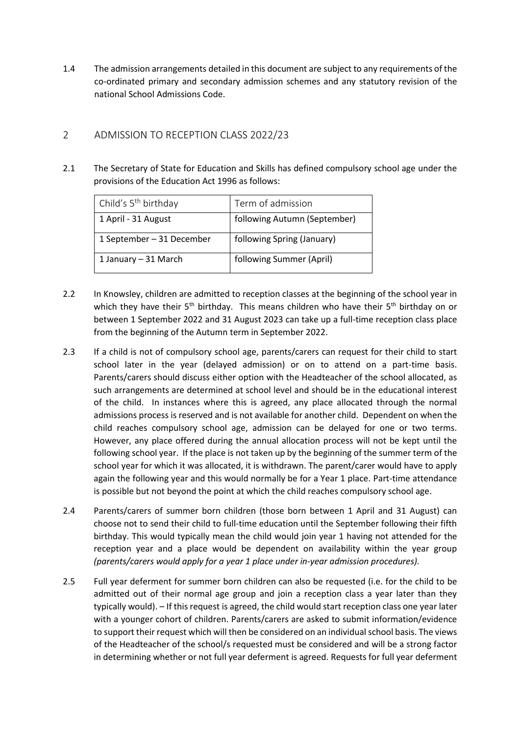1.4 The admission arrangements detailed in this document are subject to any requirements of the co-ordinated primary and secondary admission schemes and any statutory revision of the national School Admissions Code.

## 2 ADMISSION TO RECEPTION CLASS 2022/23

2.1 The Secretary of State for Education and Skills has defined compulsory school age under the provisions of the Education Act 1996 as follows:

| Child's 5th birthday | Term of admission |
| --- | --- |
| 1 April - 31 August | following Autumn (September) |
| 1 September – 31 December | following Spring (January) |
| 1 January – 31 March | following Summer (April) |

2.2 In Knowsley, children are admitted to reception classes at the beginning of the school year in which they have their 5th birthday. This means children who have their 5th birthday on or between 1 September 2022 and 31 August 2023 can take up a full-time reception class place from the beginning of the Autumn term in September 2022.

2.3 If a child is not of compulsory school age, parents/carers can request for their child to start school later in the year (delayed admission) or on to attend on a part-time basis. Parents/carers should discuss either option with the Headteacher of the school allocated, as such arrangements are determined at school level and should be in the educational interest of the child. In instances where this is agreed, any place allocated through the normal admissions process is reserved and is not available for another child. Dependent on when the child reaches compulsory school age, admission can be delayed for one or two terms. However, any place offered during the annual allocation process will not be kept until the following school year. If the place is not taken up by the beginning of the summer term of the school year for which it was allocated, it is withdrawn. The parent/carer would have to apply again the following year and this would normally be for a Year 1 place. Part-time attendance is possible but not beyond the point at which the child reaches compulsory school age.

2.4 Parents/carers of summer born children (those born between 1 April and 31 August) can choose not to send their child to full-time education until the September following their fifth birthday. This would typically mean the child would join year 1 having not attended for the reception year and a place would be dependent on availability within the year group *(parents/carers would apply for a year 1 place under in-year admission procedures).*

2.5 Full year deferment for summer born children can also be requested (i.e. for the child to be admitted out of their normal age group and join a reception class a year later than they typically would). – If this request is agreed, the child would start reception class one year later with a younger cohort of children. Parents/carers are asked to submit information/evidence to support their request which will then be considered on an individual school basis. The views of the Headteacher of the school/s requested must be considered and will be a strong factor in determining whether or not full year deferment is agreed. Requests for full year deferment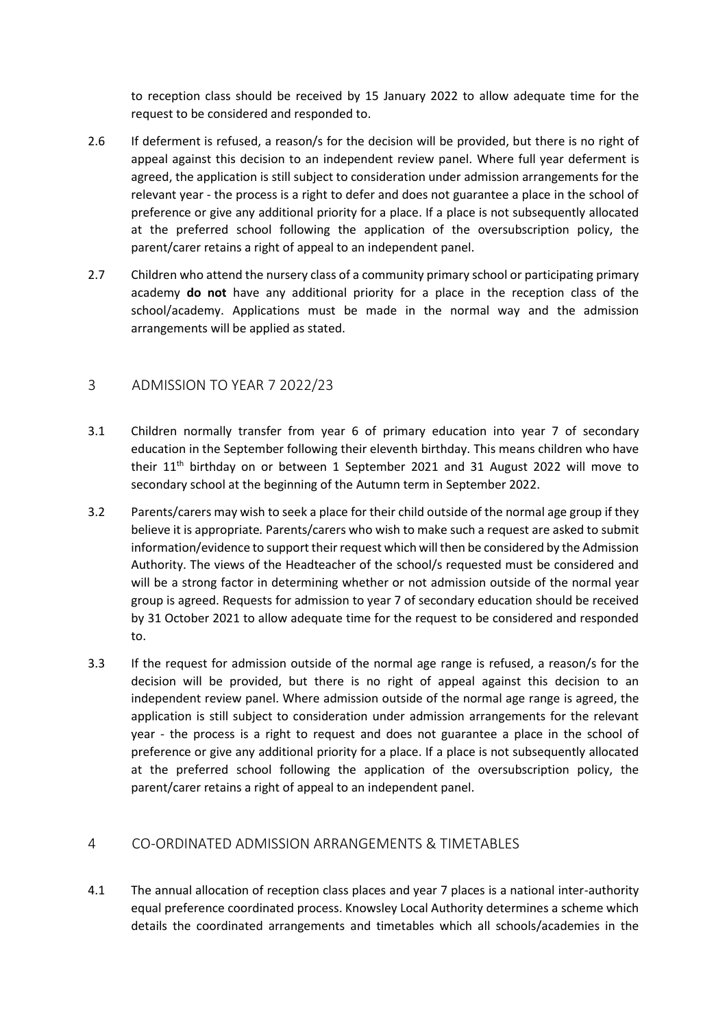to reception class should be received by 15 January 2022 to allow adequate time for the request to be considered and responded to.

2.6 If deferment is refused, a reason/s for the decision will be provided, but there is no right of appeal against this decision to an independent review panel. Where full year deferment is agreed, the application is still subject to consideration under admission arrangements for the relevant year - the process is a right to defer and does not guarantee a place in the school of preference or give any additional priority for a place. If a place is not subsequently allocated at the preferred school following the application of the oversubscription policy, the parent/carer retains a right of appeal to an independent panel.

2.7 Children who attend the nursery class of a community primary school or participating primary academy **do not** have any additional priority for a place in the reception class of the school/academy. Applications must be made in the normal way and the admission arrangements will be applied as stated.

## 3 ADMISSION TO YEAR 7 2022/23

3.1 Children normally transfer from year 6 of primary education into year 7 of secondary education in the September following their eleventh birthday. This means children who have their 11th birthday on or between 1 September 2021 and 31 August 2022 will move to secondary school at the beginning of the Autumn term in September 2022.

3.2 Parents/carers may wish to seek a place for their child outside of the normal age group if they believe it is appropriate*.* Parents/carers who wish to make such a request are asked to submit information/evidence to support their request which will then be considered by the Admission Authority. The views of the Headteacher of the school/s requested must be considered and will be a strong factor in determining whether or not admission outside of the normal year group is agreed. Requests for admission to year 7 of secondary education should be received by 31 October 2021 to allow adequate time for the request to be considered and responded to.

3.3 If the request for admission outside of the normal age range is refused, a reason/s for the decision will be provided, but there is no right of appeal against this decision to an independent review panel. Where admission outside of the normal age range is agreed, the application is still subject to consideration under admission arrangements for the relevant year - the process is a right to request and does not guarantee a place in the school of preference or give any additional priority for a place. If a place is not subsequently allocated at the preferred school following the application of the oversubscription policy, the parent/carer retains a right of appeal to an independent panel.

## 4 CO-ORDINATED ADMISSION ARRANGEMENTS & TIMETABLES

4.1 The annual allocation of reception class places and year 7 places is a national inter-authority equal preference coordinated process. Knowsley Local Authority determines a scheme which details the coordinated arrangements and timetables which all schools/academies in the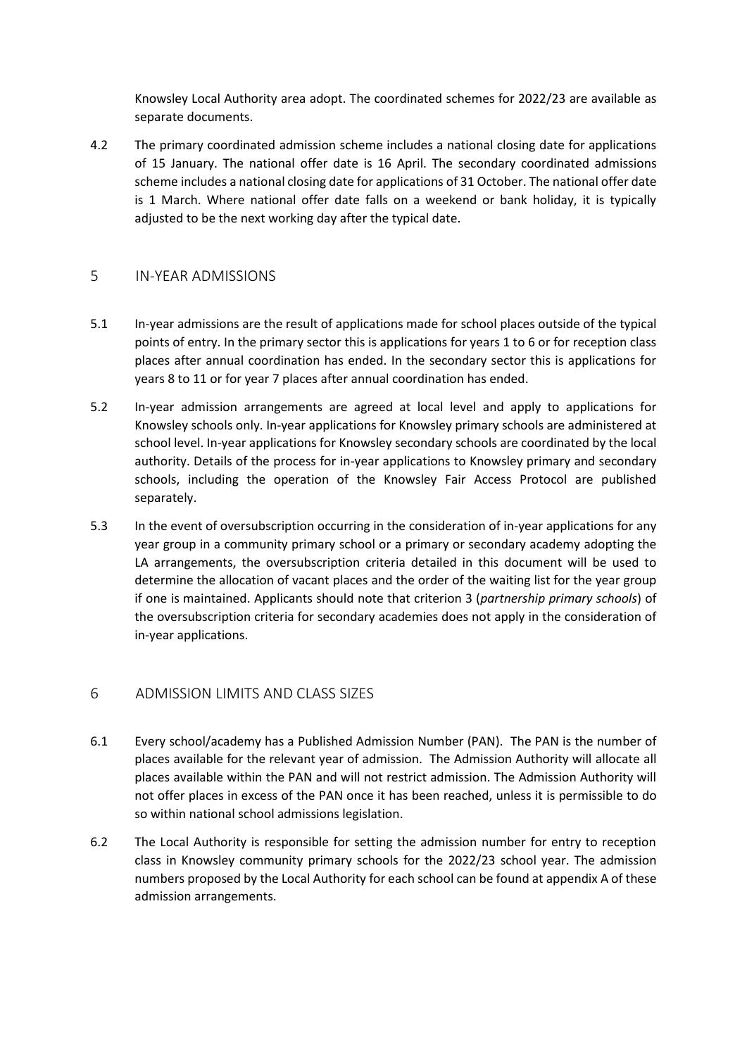Knowsley Local Authority area adopt. The coordinated schemes for 2022/23 are available as separate documents.

4.2 The primary coordinated admission scheme includes a national closing date for applications of 15 January. The national offer date is 16 April. The secondary coordinated admissions scheme includes a national closing date for applications of 31 October. The national offer date is 1 March. Where national offer date falls on a weekend or bank holiday, it is typically adjusted to be the next working day after the typical date.

## 5 IN-YEAR ADMISSIONS

5.1 In-year admissions are the result of applications made for school places outside of the typical points of entry. In the primary sector this is applications for years 1 to 6 or for reception class places after annual coordination has ended. In the secondary sector this is applications for years 8 to 11 or for year 7 places after annual coordination has ended.

5.2 In-year admission arrangements are agreed at local level and apply to applications for Knowsley schools only. In-year applications for Knowsley primary schools are administered at school level. In-year applications for Knowsley secondary schools are coordinated by the local authority. Details of the process for in-year applications to Knowsley primary and secondary schools, including the operation of the Knowsley Fair Access Protocol are published separately.

5.3 In the event of oversubscription occurring in the consideration of in-year applications for any year group in a community primary school or a primary or secondary academy adopting the LA arrangements, the oversubscription criteria detailed in this document will be used to determine the allocation of vacant places and the order of the waiting list for the year group if one is maintained. Applicants should note that criterion 3 (*partnership primary schools*) of the oversubscription criteria for secondary academies does not apply in the consideration of in-year applications.

## 6 ADMISSION LIMITS AND CLASS SIZES

6.1 Every school/academy has a Published Admission Number (PAN). The PAN is the number of places available for the relevant year of admission. The Admission Authority will allocate all places available within the PAN and will not restrict admission. The Admission Authority will not offer places in excess of the PAN once it has been reached, unless it is permissible to do so within national school admissions legislation.

6.2 The Local Authority is responsible for setting the admission number for entry to reception class in Knowsley community primary schools for the 2022/23 school year. The admission numbers proposed by the Local Authority for each school can be found at appendix A of these admission arrangements.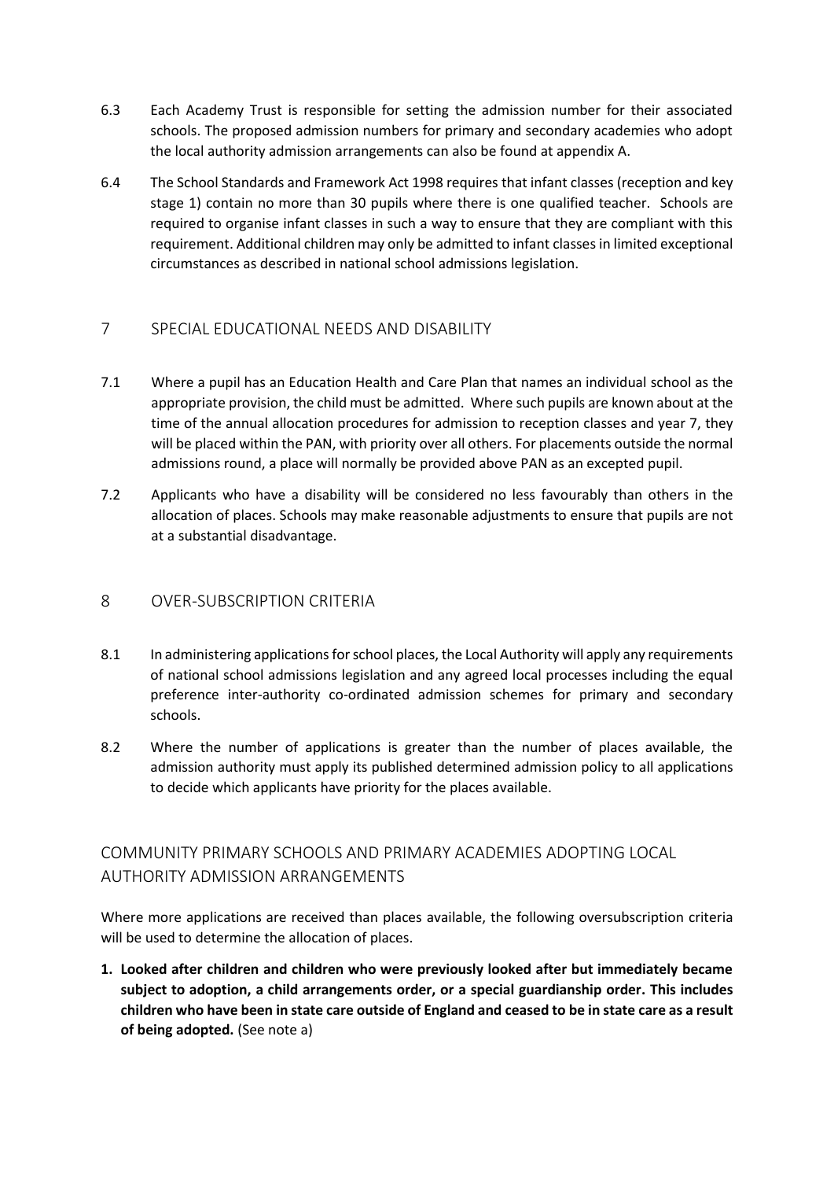6.3 Each Academy Trust is responsible for setting the admission number for their associated schools. The proposed admission numbers for primary and secondary academies who adopt the local authority admission arrangements can also be found at appendix A.

6.4 The School Standards and Framework Act 1998 requires that infant classes (reception and key stage 1) contain no more than 30 pupils where there is one qualified teacher. Schools are required to organise infant classes in such a way to ensure that they are compliant with this requirement. Additional children may only be admitted to infant classes in limited exceptional circumstances as described in national school admissions legislation.

## 7 SPECIAL EDUCATIONAL NEEDS AND DISABILITY

7.1 Where a pupil has an Education Health and Care Plan that names an individual school as the appropriate provision, the child must be admitted. Where such pupils are known about at the time of the annual allocation procedures for admission to reception classes and year 7, they will be placed within the PAN, with priority over all others. For placements outside the normal admissions round, a place will normally be provided above PAN as an excepted pupil.

7.2 Applicants who have a disability will be considered no less favourably than others in the allocation of places. Schools may make reasonable adjustments to ensure that pupils are not at a substantial disadvantage.

## 8 OVER-SUBSCRIPTION CRITERIA

8.1 In administering applications for school places, the Local Authority will apply any requirements of national school admissions legislation and any agreed local processes including the equal preference inter-authority co-ordinated admission schemes for primary and secondary schools.

8.2 Where the number of applications is greater than the number of places available, the admission authority must apply its published determined admission policy to all applications to decide which applicants have priority for the places available.

## COMMUNITY PRIMARY SCHOOLS AND PRIMARY ACADEMIES ADOPTING LOCAL AUTHORITY ADMISSION ARRANGEMENTS

Where more applications are received than places available, the following oversubscription criteria will be used to determine the allocation of places.

1. **Looked after children and children who were previously looked after but immediately became subject to adoption, a child arrangements order, or a special guardianship order. This includes children who have been in state care outside of England and ceased to be in state care as a result of being adopted.** (See note a)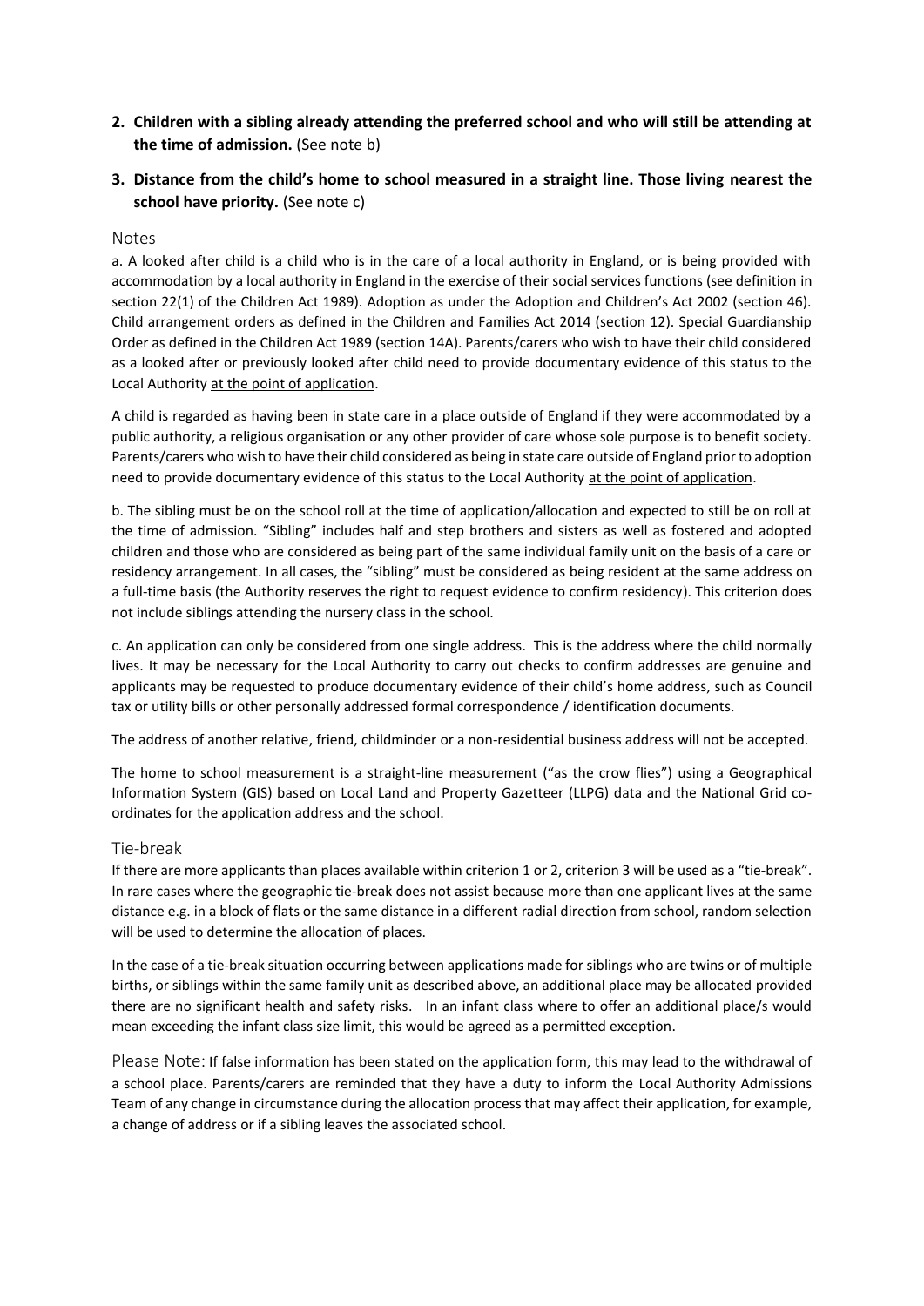2. **Children with a sibling already attending the preferred school and who will still be attending at the time of admission.** (See note b)

3. **Distance from the child's home to school measured in a straight line. Those living nearest the school have priority.** (See note c)

## Notes

a. A looked after child is a child who is in the care of a local authority in England, or is being provided with accommodation by a local authority in England in the exercise of their social services functions (see definition in section 22(1) of the Children Act 1989). Adoption as under the Adoption and Children's Act 2002 (section 46). Child arrangement orders as defined in the Children and Families Act 2014 (section 12). Special Guardianship Order as defined in the Children Act 1989 (section 14A). Parents/carers who wish to have their child considered as a looked after or previously looked after child need to provide documentary evidence of this status to the Local Authority <u>at the point of application</u>.

A child is regarded as having been in state care in a place outside of England if they were accommodated by a public authority, a religious organisation or any other provider of care whose sole purpose is to benefit society. Parents/carers who wish to have their child considered as being in state care outside of England prior to adoption need to provide documentary evidence of this status to the Local Authority <u>at the point of application</u>.

b. The sibling must be on the school roll at the time of application/allocation and expected to still be on roll at the time of admission. "Sibling" includes half and step brothers and sisters as well as fostered and adopted children and those who are considered as being part of the same individual family unit on the basis of a care or residency arrangement. In all cases, the "sibling" must be considered as being resident at the same address on a full-time basis (the Authority reserves the right to request evidence to confirm residency). This criterion does not include siblings attending the nursery class in the school.

c. An application can only be considered from one single address. This is the address where the child normally lives. It may be necessary for the Local Authority to carry out checks to confirm addresses are genuine and applicants may be requested to produce documentary evidence of their child's home address, such as Council tax or utility bills or other personally addressed formal correspondence / identification documents.

The address of another relative, friend, childminder or a non-residential business address will not be accepted.

The home to school measurement is a straight-line measurement ("as the crow flies") using a Geographical Information System (GIS) based on Local Land and Property Gazetteer (LLPG) data and the National Grid co-ordinates for the application address and the school.

## Tie-break

If there are more applicants than places available within criterion 1 or 2, criterion 3 will be used as a "tie-break". In rare cases where the geographic tie-break does not assist because more than one applicant lives at the same distance e.g. in a block of flats or the same distance in a different radial direction from school, random selection will be used to determine the allocation of places.

In the case of a tie-break situation occurring between applications made for siblings who are twins or of multiple births, or siblings within the same family unit as described above, an additional place may be allocated provided there are no significant health and safety risks. In an infant class where to offer an additional place/s would mean exceeding the infant class size limit, this would be agreed as a permitted exception.

Please Note: If false information has been stated on the application form, this may lead to the withdrawal of a school place. Parents/carers are reminded that they have a duty to inform the Local Authority Admissions Team of any change in circumstance during the allocation process that may affect their application, for example, a change of address or if a sibling leaves the associated school.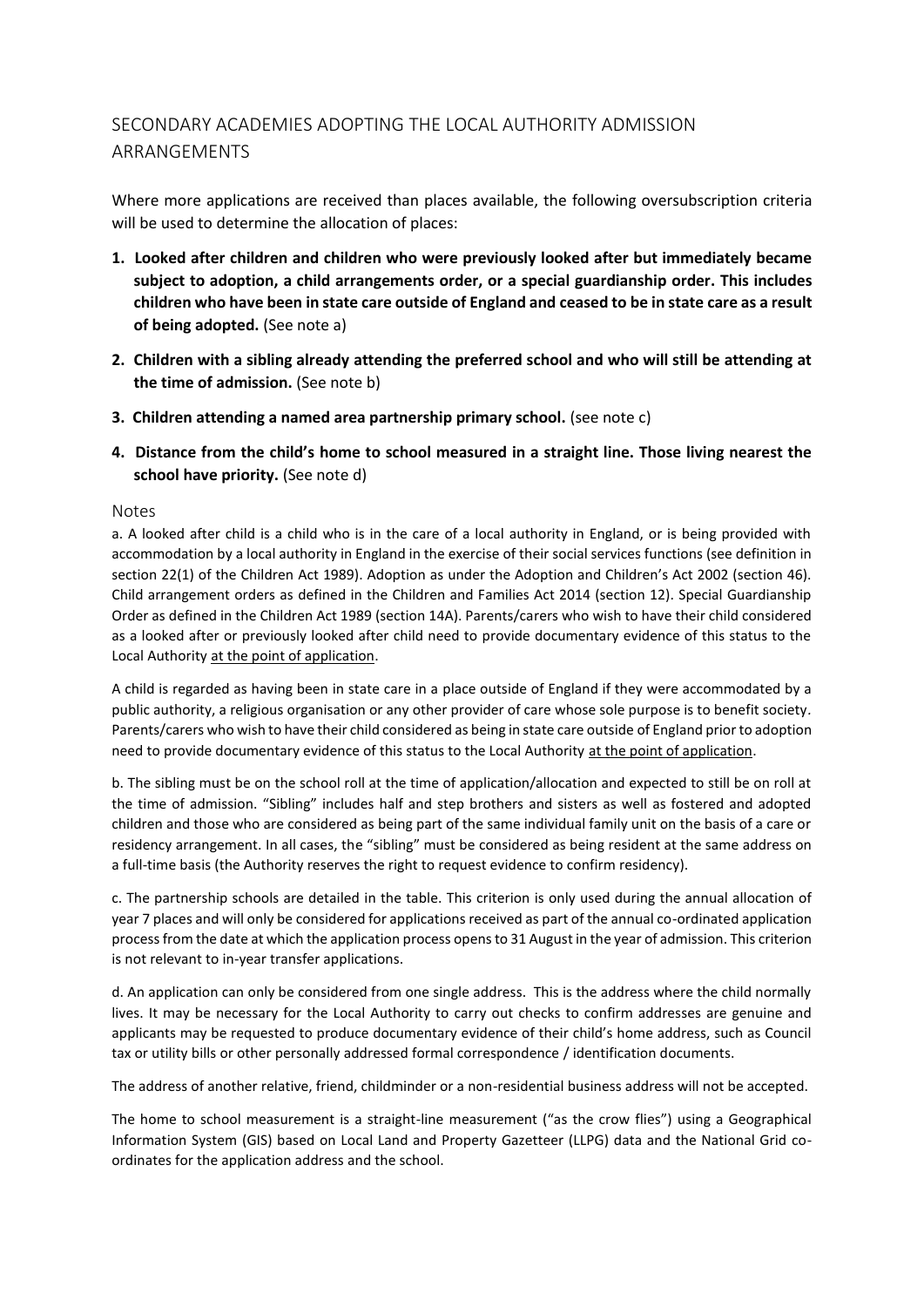## SECONDARY ACADEMIES ADOPTING THE LOCAL AUTHORITY ADMISSION ARRANGEMENTS

Where more applications are received than places available, the following oversubscription criteria will be used to determine the allocation of places:

1. **Looked after children and children who were previously looked after but immediately became subject to adoption, a child arrangements order, or a special guardianship order. This includes children who have been in state care outside of England and ceased to be in state care as a result of being adopted.** (See note a)
2. **Children with a sibling already attending the preferred school and who will still be attending at the time of admission.** (See note b)
3. **Children attending a named area partnership primary school.** (see note c)
4. **Distance from the child's home to school measured in a straight line. Those living nearest the school have priority.** (See note d)

### Notes

a. A looked after child is a child who is in the care of a local authority in England, or is being provided with accommodation by a local authority in England in the exercise of their social services functions (see definition in section 22(1) of the Children Act 1989). Adoption as under the Adoption and Children's Act 2002 (section 46). Child arrangement orders as defined in the Children and Families Act 2014 (section 12). Special Guardianship Order as defined in the Children Act 1989 (section 14A). Parents/carers who wish to have their child considered as a looked after or previously looked after child need to provide documentary evidence of this status to the Local Authority at the point of application.

A child is regarded as having been in state care in a place outside of England if they were accommodated by a public authority, a religious organisation or any other provider of care whose sole purpose is to benefit society. Parents/carers who wish to have their child considered as being in state care outside of England prior to adoption need to provide documentary evidence of this status to the Local Authority at the point of application.

b. The sibling must be on the school roll at the time of application/allocation and expected to still be on roll at the time of admission. "Sibling" includes half and step brothers and sisters as well as fostered and adopted children and those who are considered as being part of the same individual family unit on the basis of a care or residency arrangement. In all cases, the "sibling" must be considered as being resident at the same address on a full-time basis (the Authority reserves the right to request evidence to confirm residency).

c. The partnership schools are detailed in the table. This criterion is only used during the annual allocation of year 7 places and will only be considered for applications received as part of the annual co-ordinated application process from the date at which the application process opens to 31 August in the year of admission. This criterion is not relevant to in-year transfer applications.

d. An application can only be considered from one single address. This is the address where the child normally lives. It may be necessary for the Local Authority to carry out checks to confirm addresses are genuine and applicants may be requested to produce documentary evidence of their child's home address, such as Council tax or utility bills or other personally addressed formal correspondence / identification documents.

The address of another relative, friend, childminder or a non-residential business address will not be accepted.

The home to school measurement is a straight-line measurement ("as the crow flies") using a Geographical Information System (GIS) based on Local Land and Property Gazetteer (LLPG) data and the National Grid co-ordinates for the application address and the school.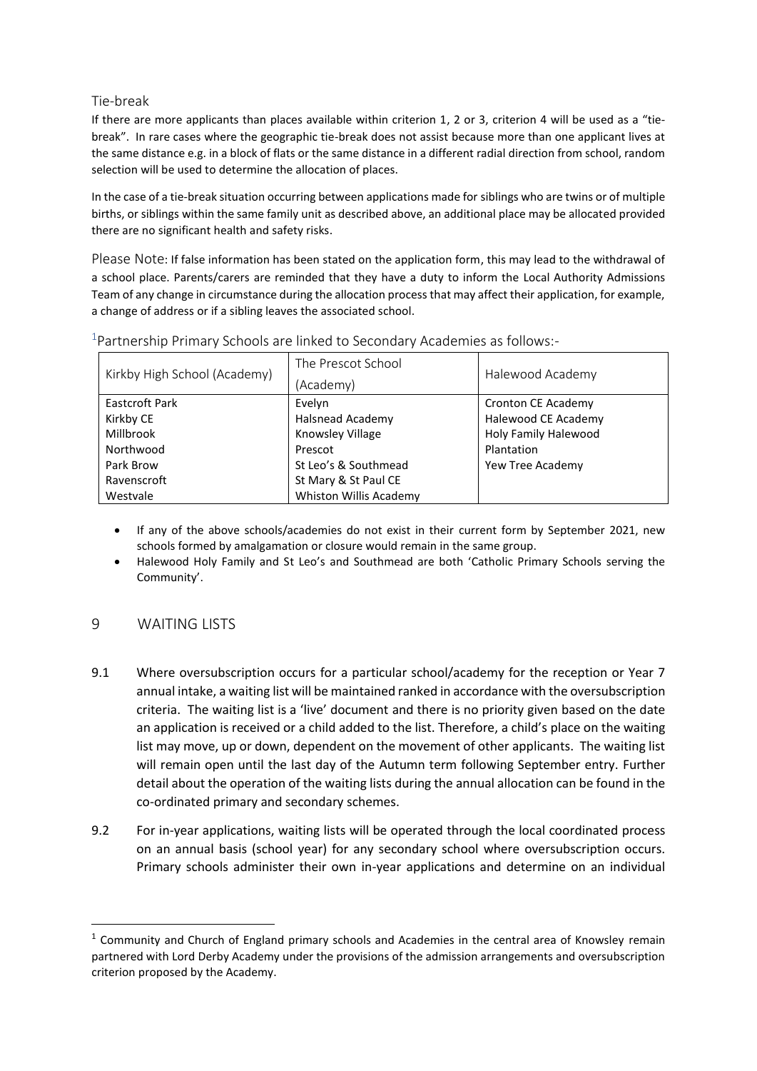### Tie-break

If there are more applicants than places available within criterion 1, 2 or 3, criterion 4 will be used as a "tie-break". In rare cases where the geographic tie-break does not assist because more than one applicant lives at the same distance e.g. in a block of flats or the same distance in a different radial direction from school, random selection will be used to determine the allocation of places.

In the case of a tie-break situation occurring between applications made for siblings who are twins or of multiple births, or siblings within the same family unit as described above, an additional place may be allocated provided there are no significant health and safety risks.

Please Note: If false information has been stated on the application form, this may lead to the withdrawal of a school place. Parents/carers are reminded that they have a duty to inform the Local Authority Admissions Team of any change in circumstance during the allocation process that may affect their application, for example, a change of address or if a sibling leaves the associated school.

[1]Partnership Primary Schools are linked to Secondary Academies as follows:-

| Kirkby High School (Academy) | The Prescot School (Academy) | Halewood Academy |
|---|---|---|
| Eastcroft Park | Evelyn | Cronton CE Academy |
| Kirkby CE | Halsnead Academy | Halewood CE Academy |
| Millbrook | Knowsley Village | Holy Family Halewood |
| Northwood | Prescot | Plantation |
| Park Brow | St Leo's & Southmead | Yew Tree Academy |
| Ravenscroft | St Mary & St Paul CE | |
| Westvale | Whiston Willis Academy | |

- If any of the above schools/academies do not exist in their current form by September 2021, new schools formed by amalgamation or closure would remain in the same group.
- Halewood Holy Family and St Leo's and Southmead are both 'Catholic Primary Schools serving the Community'.

## 9 WAITING LISTS

9.1 Where oversubscription occurs for a particular school/academy for the reception or Year 7 annual intake, a waiting list will be maintained ranked in accordance with the oversubscription criteria. The waiting list is a 'live' document and there is no priority given based on the date an application is received or a child added to the list. Therefore, a child's place on the waiting list may move, up or down, dependent on the movement of other applicants. The waiting list will remain open until the last day of the Autumn term following September entry. Further detail about the operation of the waiting lists during the annual allocation can be found in the co-ordinated primary and secondary schemes.

9.2 For in-year applications, waiting lists will be operated through the local coordinated process on an annual basis (school year) for any secondary school where oversubscription occurs. Primary schools administer their own in-year applications and determine on an individual

[1] Community and Church of England primary schools and Academies in the central area of Knowsley remain partnered with Lord Derby Academy under the provisions of the admission arrangements and oversubscription criterion proposed by the Academy.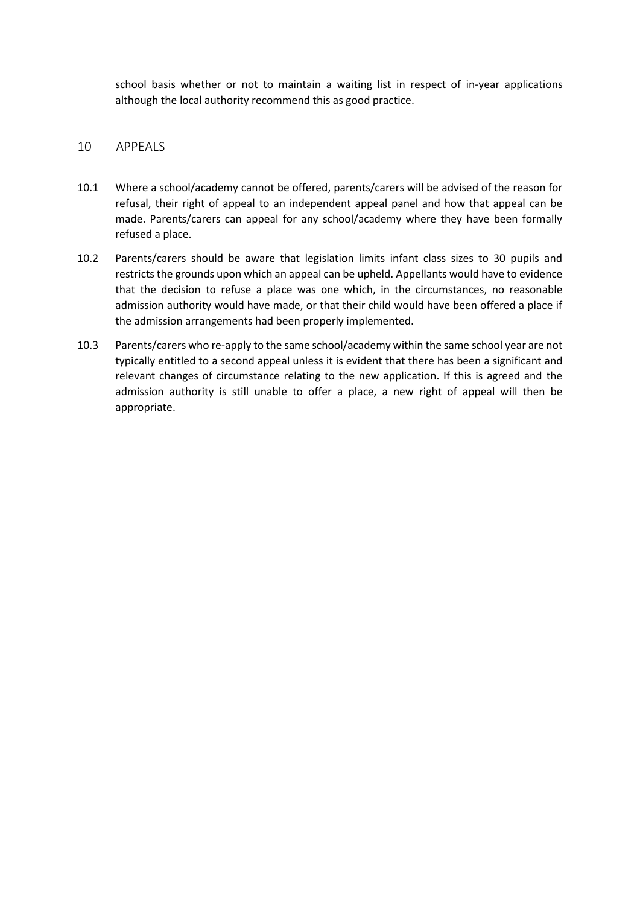school basis whether or not to maintain a waiting list in respect of in-year applications although the local authority recommend this as good practice.

## 10 APPEALS

10.1 Where a school/academy cannot be offered, parents/carers will be advised of the reason for refusal, their right of appeal to an independent appeal panel and how that appeal can be made. Parents/carers can appeal for any school/academy where they have been formally refused a place.

10.2 Parents/carers should be aware that legislation limits infant class sizes to 30 pupils and restricts the grounds upon which an appeal can be upheld. Appellants would have to evidence that the decision to refuse a place was one which, in the circumstances, no reasonable admission authority would have made, or that their child would have been offered a place if the admission arrangements had been properly implemented.

10.3 Parents/carers who re-apply to the same school/academy within the same school year are not typically entitled to a second appeal unless it is evident that there has been a significant and relevant changes of circumstance relating to the new application. If this is agreed and the admission authority is still unable to offer a place, a new right of appeal will then be appropriate.